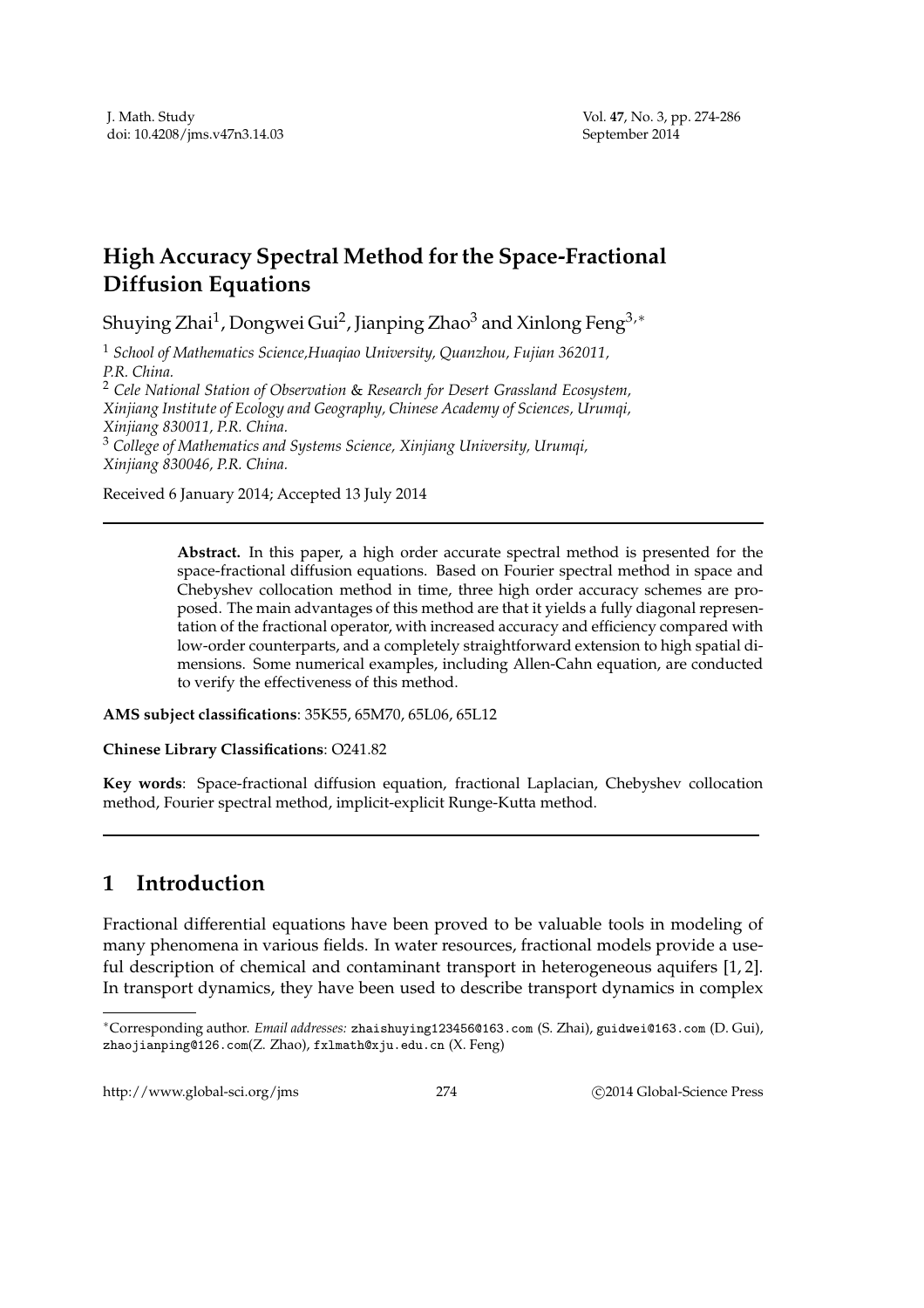# High Accuracy Spectral Method for the Space-Fractional Diffusion Equations

Shuying Zhai[1], Dongwei Gui[2], Jianping Zhao[3] and Xinlong Feng[3,*]

[1] *School of Mathematics Science,Huaqiao University, Quanzhou, Fujian 362011, P.R. China.*

[2] *Cele National Station of Observation & Research for Desert Grassland Ecosystem, Xinjiang Institute of Ecology and Geography, Chinese Academy of Sciences, Urumqi, Xinjiang 830011, P.R. China.*

[3] *College of Mathematics and Systems Science, Xinjiang University, Urumqi, Xinjiang 830046, P.R. China.*

Received 6 January 2014; Accepted 13 July 2014

---

**Abstract.** In this paper, a high order accurate spectral method is presented for the space-fractional diffusion equations. Based on Fourier spectral method in space and Chebyshev collocation method in time, three high order accuracy schemes are proposed. The main advantages of this method are that it yields a fully diagonal representation of the fractional operator, with increased accuracy and efficiency compared with low-order counterparts, and a completely straightforward extension to high spatial dimensions. Some numerical examples, including Allen-Cahn equation, are conducted to verify the effectiveness of this method.

**AMS subject classifications**: 35K55, 65M70, 65L06, 65L12

**Chinese Library Classifications**: O241.82

**Key words**: Space-fractional diffusion equation, fractional Laplacian, Chebyshev collocation method, Fourier spectral method, implicit-explicit Runge-Kutta method.

---

## 1 Introduction

Fractional differential equations have been proved to be valuable tools in modeling of many phenomena in various fields. In water resources, fractional models provide a useful description of chemical and contaminant transport in heterogeneous aquifers [1, 2]. In transport dynamics, they have been used to describe transport dynamics in complex

---

*Corresponding author. *Email addresses:* zhaishuying123456@163.com (S. Zhai), guidwei@163.com (D. Gui), zhaojianping@126.com(Z. Zhao), fxlmath@xju.edu.cn (X. Feng)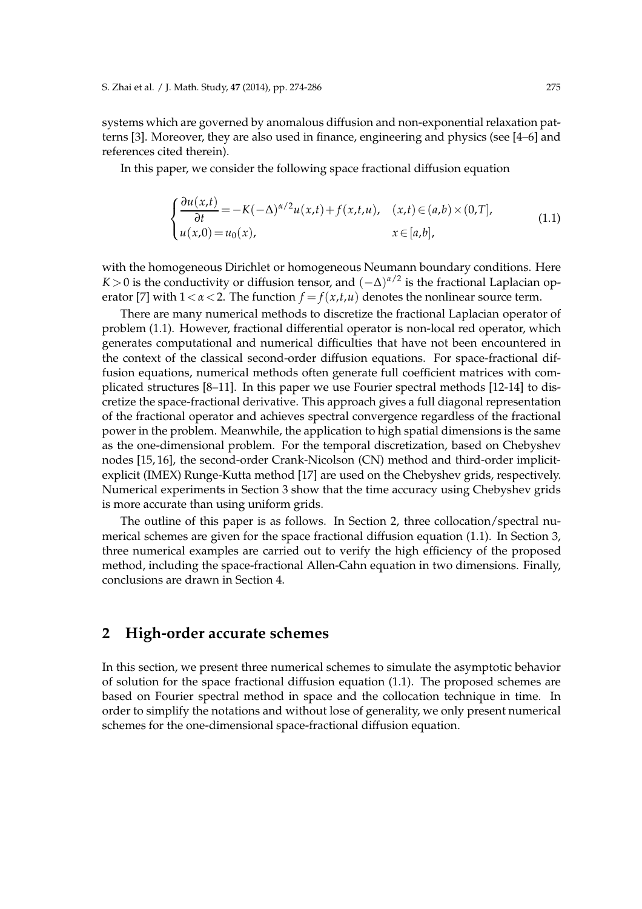systems which are governed by anomalous diffusion and non-exponential relaxation patterns [3]. Moreover, they are also used in finance, engineering and physics (see [4–6] and references cited therein).

In this paper, we consider the following space fractional diffusion equation

$$
\begin{cases}
\dfrac{\partial u(x,t)}{\partial t} = -K(-\Delta)^{\alpha/2}u(x,t) + f(x,t,u), & (x,t) \in (a,b)\times(0,T], \\
u(x,0) = u_0(x), & x \in [a,b],
\end{cases}
\tag{1.1}
$$

with the homogeneous Dirichlet or homogeneous Neumann boundary conditions. Here $K > 0$ is the conductivity or diffusion tensor, and $(-\Delta)^{\alpha/2}$ is the fractional Laplacian operator [7] with $1 < \alpha < 2$. The function $f = f(x,t,u)$ denotes the nonlinear source term.

There are many numerical methods to discretize the fractional Laplacian operator of problem (1.1). However, fractional differential operator is non-local red operator, which generates computational and numerical difficulties that have not been encountered in the context of the classical second-order diffusion equations. For space-fractional diffusion equations, numerical methods often generate full coefficient matrices with complicated structures [8–11]. In this paper we use Fourier spectral methods [12-14] to discretize the space-fractional derivative. This approach gives a full diagonal representation of the fractional operator and achieves spectral convergence regardless of the fractional power in the problem. Meanwhile, the application to high spatial dimensions is the same as the one-dimensional problem. For the temporal discretization, based on Chebyshev nodes [15, 16], the second-order Crank-Nicolson (CN) method and third-order implicit-explicit (IMEX) Runge-Kutta method [17] are used on the Chebyshev grids, respectively. Numerical experiments in Section 3 show that the time accuracy using Chebyshev grids is more accurate than using uniform grids.

The outline of this paper is as follows. In Section 2, three collocation/spectral numerical schemes are given for the space fractional diffusion equation (1.1). In Section 3, three numerical examples are carried out to verify the high efficiency of the proposed method, including the space-fractional Allen-Cahn equation in two dimensions. Finally, conclusions are drawn in Section 4.

## 2 High-order accurate schemes

In this section, we present three numerical schemes to simulate the asymptotic behavior of solution for the space fractional diffusion equation (1.1). The proposed schemes are based on Fourier spectral method in space and the collocation technique in time. In order to simplify the notations and without lose of generality, we only present numerical schemes for the one-dimensional space-fractional diffusion equation.